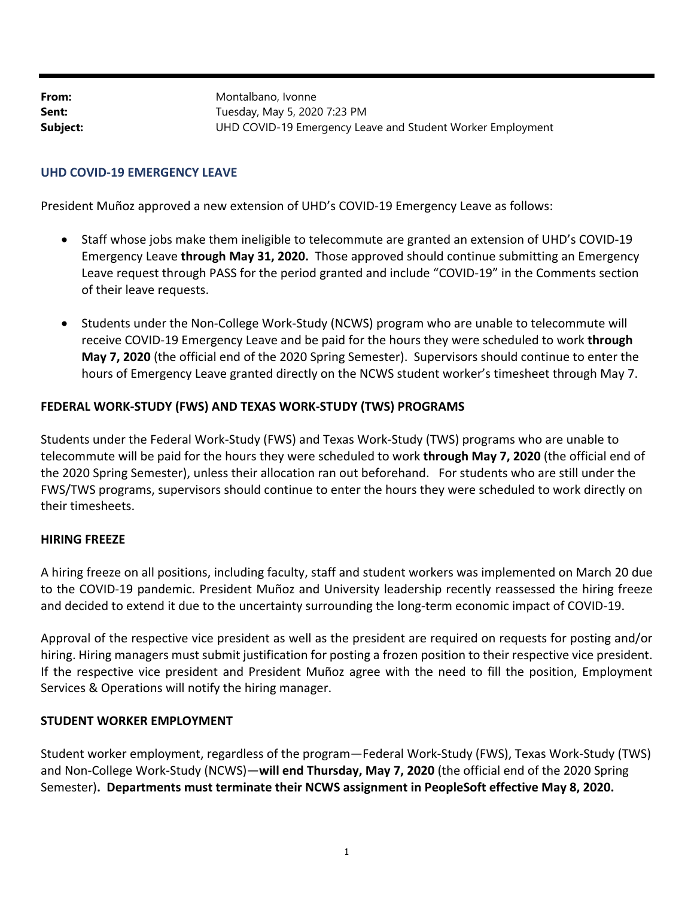**From:** Montalbano, Ivonne
**Sent:** Tuesday, May 5, 2020 7:23 PM
**Subject:** UHD COVID-19 Emergency Leave and Student Worker Employment

## UHD COVID-19 EMERGENCY LEAVE

President Muñoz approved a new extension of UHD's COVID-19 Emergency Leave as follows:

- Staff whose jobs make them ineligible to telecommute are granted an extension of UHD's COVID-19 Emergency Leave **through May 31, 2020.** Those approved should continue submitting an Emergency Leave request through PASS for the period granted and include "COVID-19" in the Comments section of their leave requests.
- Students under the Non-College Work-Study (NCWS) program who are unable to telecommute will receive COVID-19 Emergency Leave and be paid for the hours they were scheduled to work **through May 7, 2020** (the official end of the 2020 Spring Semester). Supervisors should continue to enter the hours of Emergency Leave granted directly on the NCWS student worker's timesheet through May 7.

## FEDERAL WORK-STUDY (FWS) AND TEXAS WORK-STUDY (TWS) PROGRAMS

Students under the Federal Work-Study (FWS) and Texas Work-Study (TWS) programs who are unable to telecommute will be paid for the hours they were scheduled to work **through May 7, 2020** (the official end of the 2020 Spring Semester), unless their allocation ran out beforehand. For students who are still under the FWS/TWS programs, supervisors should continue to enter the hours they were scheduled to work directly on their timesheets.

## HIRING FREEZE

A hiring freeze on all positions, including faculty, staff and student workers was implemented on March 20 due to the COVID-19 pandemic. President Muñoz and University leadership recently reassessed the hiring freeze and decided to extend it due to the uncertainty surrounding the long-term economic impact of COVID-19.

Approval of the respective vice president as well as the president are required on requests for posting and/or hiring. Hiring managers must submit justification for posting a frozen position to their respective vice president. If the respective vice president and President Muñoz agree with the need to fill the position, Employment Services & Operations will notify the hiring manager.

## STUDENT WORKER EMPLOYMENT

Student worker employment, regardless of the program—Federal Work-Study (FWS), Texas Work-Study (TWS) and Non-College Work-Study (NCWS)—**will end Thursday, May 7, 2020** (the official end of the 2020 Spring Semester)**. Departments must terminate their NCWS assignment in PeopleSoft effective May 8, 2020.**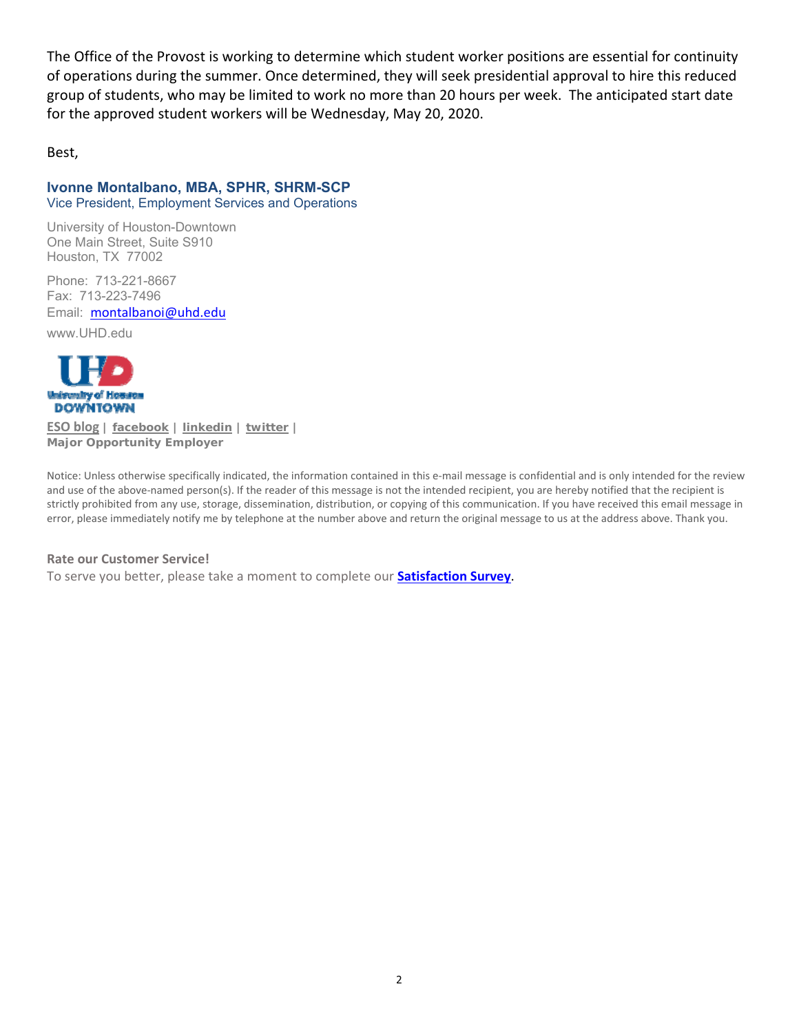The Office of the Provost is working to determine which student worker positions are essential for continuity of operations during the summer. Once determined, they will seek presidential approval to hire this reduced group of students, who may be limited to work no more than 20 hours per week. The anticipated start date for the approved student workers will be Wednesday, May 20, 2020.

Best,

**Ivonne Montalbano, MBA, SPHR, SHRM-SCP**
Vice President, Employment Services and Operations

University of Houston-Downtown
One Main Street, Suite S910
Houston, TX 77002

Phone: 713-221-8667
Fax: 713-223-7496
Email: montalbanoi@uhd.edu

www.UHD.edu

University of Houston DOWNTOWN

ESO blog | facebook | linkedin | twitter |
**Major Opportunity Employer**

Notice: Unless otherwise specifically indicated, the information contained in this e-mail message is confidential and is only intended for the review and use of the above-named person(s). If the reader of this message is not the intended recipient, you are hereby notified that the recipient is strictly prohibited from any use, storage, dissemination, distribution, or copying of this communication. If you have received this email message in error, please immediately notify me by telephone at the number above and return the original message to us at the address above. Thank you.

**Rate our Customer Service!**
To serve you better, please take a moment to complete our **Satisfaction Survey**.